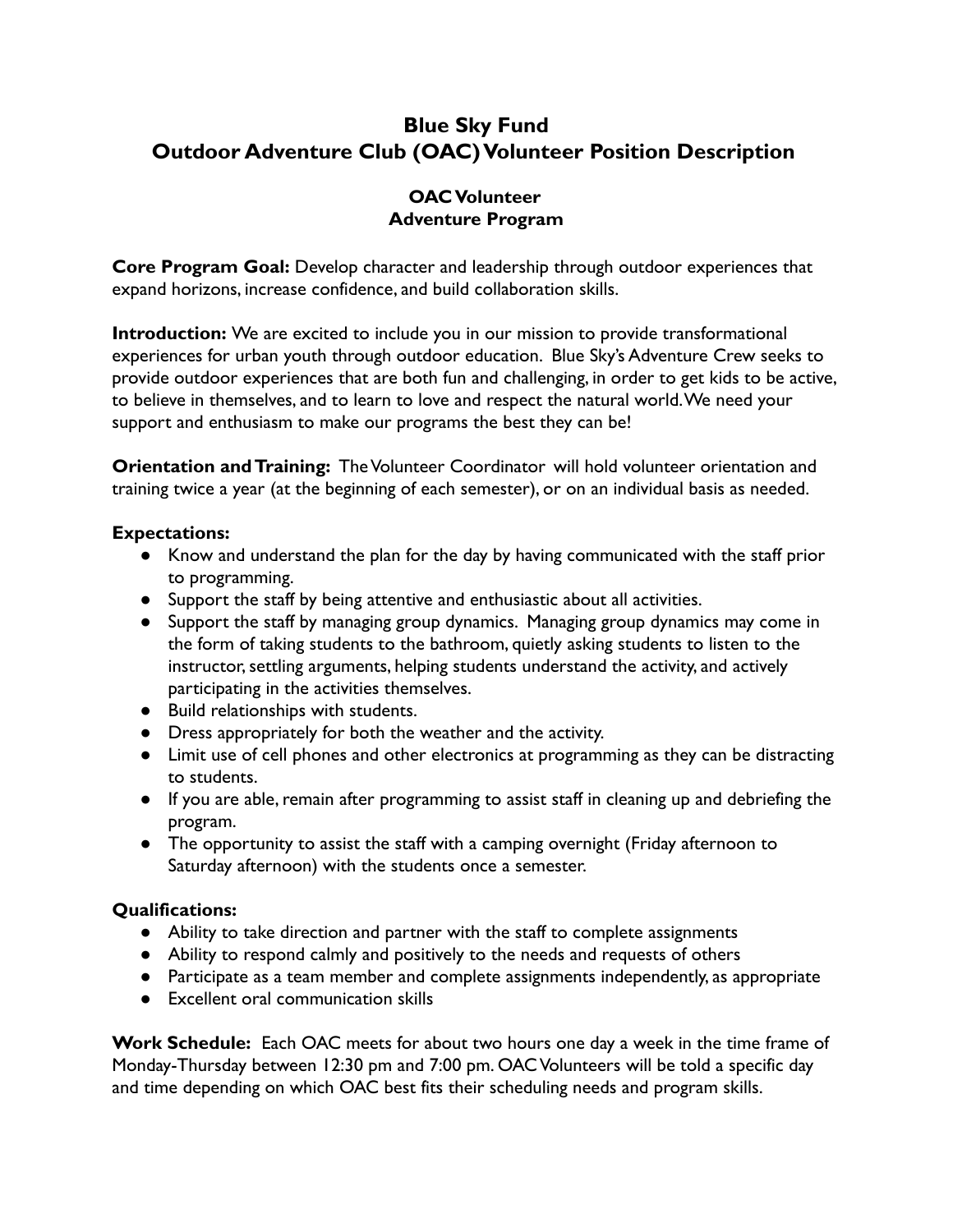# Blue Sky Fund
# Outdoor Adventure Club (OAC) Volunteer Position Description

## OAC Volunteer
## Adventure Program

**Core Program Goal:** Develop character and leadership through outdoor experiences that expand horizons, increase confidence, and build collaboration skills.

**Introduction:** We are excited to include you in our mission to provide transformational experiences for urban youth through outdoor education. Blue Sky's Adventure Crew seeks to provide outdoor experiences that are both fun and challenging, in order to get kids to be active, to believe in themselves, and to learn to love and respect the natural world. We need your support and enthusiasm to make our programs the best they can be!

**Orientation and Training:** The Volunteer Coordinator will hold volunteer orientation and training twice a year (at the beginning of each semester), or on an individual basis as needed.

**Expectations:**

- Know and understand the plan for the day by having communicated with the staff prior to programming.
- Support the staff by being attentive and enthusiastic about all activities.
- Support the staff by managing group dynamics. Managing group dynamics may come in the form of taking students to the bathroom, quietly asking students to listen to the instructor, settling arguments, helping students understand the activity, and actively participating in the activities themselves.
- Build relationships with students.
- Dress appropriately for both the weather and the activity.
- Limit use of cell phones and other electronics at programming as they can be distracting to students.
- If you are able, remain after programming to assist staff in cleaning up and debriefing the program.
- The opportunity to assist the staff with a camping overnight (Friday afternoon to Saturday afternoon) with the students once a semester.

**Qualifications:**

- Ability to take direction and partner with the staff to complete assignments
- Ability to respond calmly and positively to the needs and requests of others
- Participate as a team member and complete assignments independently, as appropriate
- Excellent oral communication skills

**Work Schedule:** Each OAC meets for about two hours one day a week in the time frame of Monday-Thursday between 12:30 pm and 7:00 pm. OAC Volunteers will be told a specific day and time depending on which OAC best fits their scheduling needs and program skills.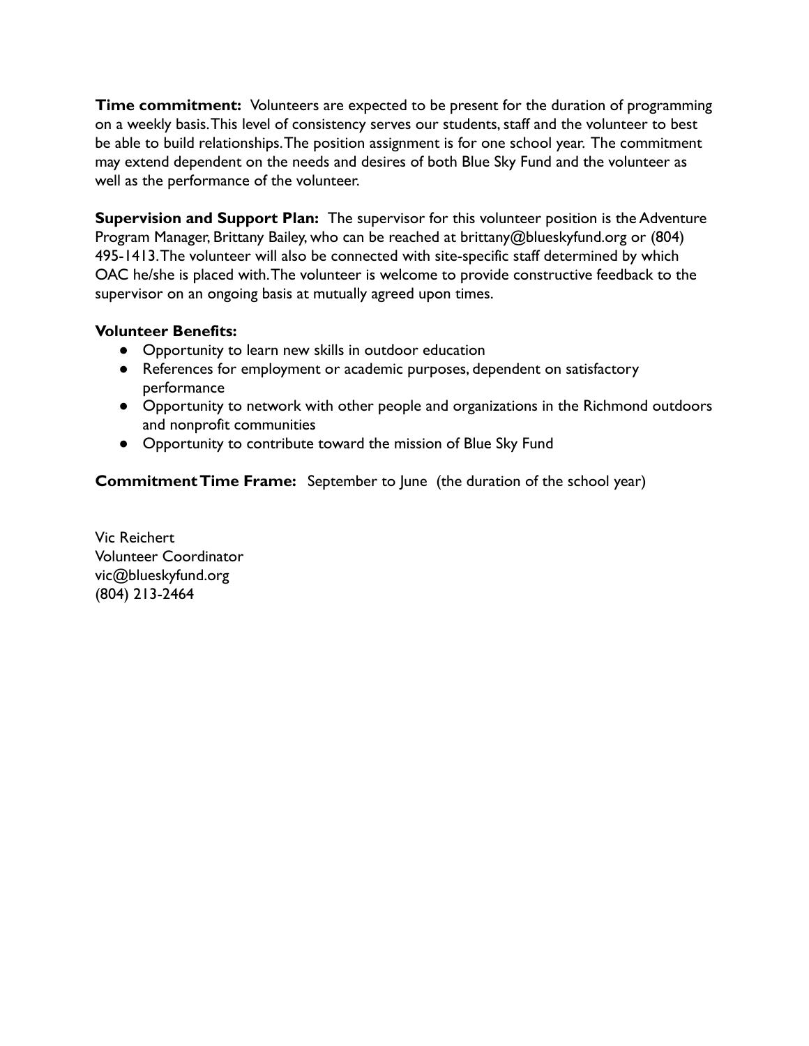**Time commitment:** Volunteers are expected to be present for the duration of programming on a weekly basis. This level of consistency serves our students, staff and the volunteer to best be able to build relationships. The position assignment is for one school year. The commitment may extend dependent on the needs and desires of both Blue Sky Fund and the volunteer as well as the performance of the volunteer.

**Supervision and Support Plan:** The supervisor for this volunteer position is the Adventure Program Manager, Brittany Bailey, who can be reached at brittany@blueskyfund.org or (804) 495-1413. The volunteer will also be connected with site-specific staff determined by which OAC he/she is placed with. The volunteer is welcome to provide constructive feedback to the supervisor on an ongoing basis at mutually agreed upon times.

**Volunteer Benefits:**

- Opportunity to learn new skills in outdoor education
- References for employment or academic purposes, dependent on satisfactory performance
- Opportunity to network with other people and organizations in the Richmond outdoors and nonprofit communities
- Opportunity to contribute toward the mission of Blue Sky Fund

**Commitment Time Frame:** September to June (the duration of the school year)

Vic Reichert
Volunteer Coordinator
vic@blueskyfund.org
(804) 213-2464